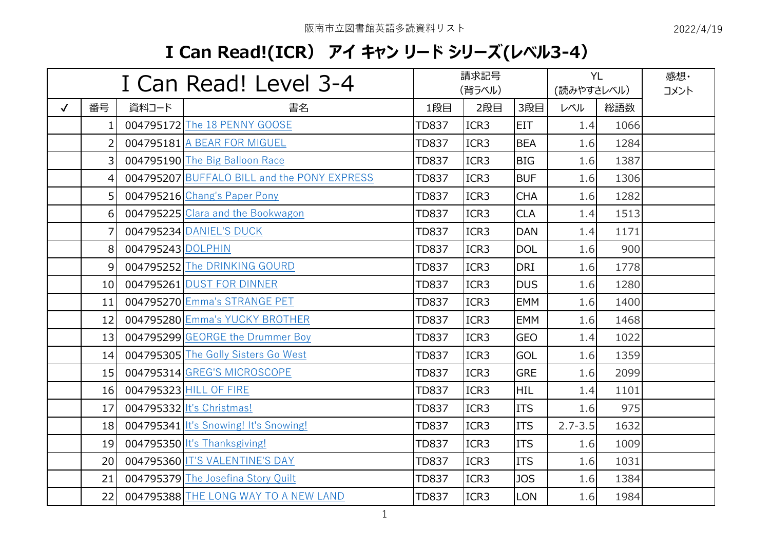阪南市立図書館英語多読資料リスト

2022/4/19

# I Can Read!(ICR) アイ キャン リード シリーズ(レベル3-4)

| I Can Read! Level 3-4 | | | | 請求記号(背ラベル) | | | YL(読みやすさレベル) | | 感想・コメント |
|---|---|---|---|---|---|---|---|---|---|
| ✓ | 番号 | 資料コード | 書名 | 1段目 | 2段目 | 3段目 | レベル | 総語数 | |
| | 1 | 004795172 | The 18 PENNY GOOSE | TD837 | ICR3 | EIT | 1.4 | 1066 | |
| | 2 | 004795181 | A BEAR FOR MIGUEL | TD837 | ICR3 | BEA | 1.6 | 1284 | |
| | 3 | 004795190 | The Big Balloon Race | TD837 | ICR3 | BIG | 1.6 | 1387 | |
| | 4 | 004795207 | BUFFALO BILL and the PONY EXPRESS | TD837 | ICR3 | BUF | 1.6 | 1306 | |
| | 5 | 004795216 | Chang's Paper Pony | TD837 | ICR3 | CHA | 1.6 | 1282 | |
| | 6 | 004795225 | Clara and the Bookwagon | TD837 | ICR3 | CLA | 1.4 | 1513 | |
| | 7 | 004795234 | DANIEL'S DUCK | TD837 | ICR3 | DAN | 1.4 | 1171 | |
| | 8 | 004795243 | DOLPHIN | TD837 | ICR3 | DOL | 1.6 | 900 | |
| | 9 | 004795252 | The DRINKING GOURD | TD837 | ICR3 | DRI | 1.6 | 1778 | |
| | 10 | 004795261 | DUST FOR DINNER | TD837 | ICR3 | DUS | 1.6 | 1280 | |
| | 11 | 004795270 | Emma's STRANGE PET | TD837 | ICR3 | EMM | 1.6 | 1400 | |
| | 12 | 004795280 | Emma's YUCKY BROTHER | TD837 | ICR3 | EMM | 1.6 | 1468 | |
| | 13 | 004795299 | GEORGE the Drummer Boy | TD837 | ICR3 | GEO | 1.4 | 1022 | |
| | 14 | 004795305 | The Golly Sisters Go West | TD837 | ICR3 | GOL | 1.6 | 1359 | |
| | 15 | 004795314 | GREG'S MICROSCOPE | TD837 | ICR3 | GRE | 1.6 | 2099 | |
| | 16 | 004795323 | HILL OF FIRE | TD837 | ICR3 | HIL | 1.4 | 1101 | |
| | 17 | 004795332 | It's Christmas! | TD837 | ICR3 | ITS | 1.6 | 975 | |
| | 18 | 004795341 | It's Snowing! It's Snowing! | TD837 | ICR3 | ITS | 2.7-3.5 | 1632 | |
| | 19 | 004795350 | It's Thanksgiving! | TD837 | ICR3 | ITS | 1.6 | 1009 | |
| | 20 | 004795360 | IT'S VALENTINE'S DAY | TD837 | ICR3 | ITS | 1.6 | 1031 | |
| | 21 | 004795379 | The Josefina Story Quilt | TD837 | ICR3 | JOS | 1.6 | 1384 | |
| | 22 | 004795388 | THE LONG WAY TO A NEW LAND | TD837 | ICR3 | LON | 1.6 | 1984 | |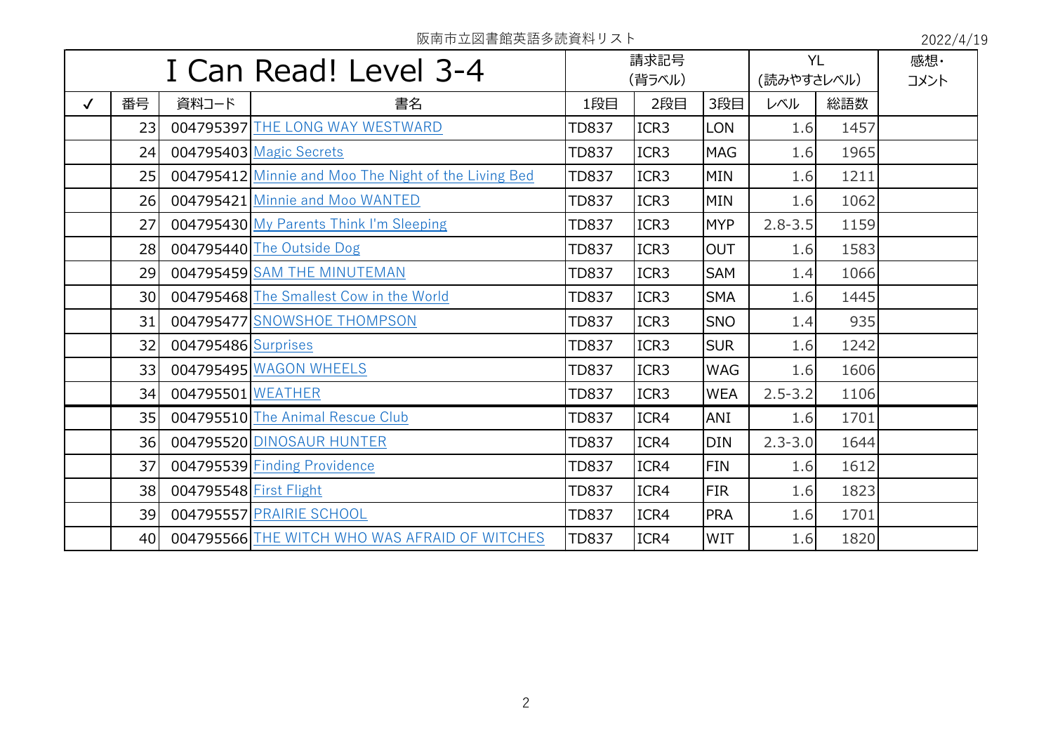阪南市立図書館英語多読資料リスト

2022/4/19

| I Can Read! Level 3-4 | | | | 請求記号 (背ラベル) | | | YL (読みやすさレベル) | | 感想・コメント |
|---|---|---|---|---|---|---|---|---|---|
| ✓ | 番号 | 資料コード | 書名 | 1段目 | 2段目 | 3段目 | レベル | 総語数 | |
| | 23 | 004795397 | THE LONG WAY WESTWARD | TD837 | ICR3 | LON | 1.6 | 1457 | |
| | 24 | 004795403 | Magic Secrets | TD837 | ICR3 | MAG | 1.6 | 1965 | |
| | 25 | 004795412 | Minnie and Moo The Night of the Living Bed | TD837 | ICR3 | MIN | 1.6 | 1211 | |
| | 26 | 004795421 | Minnie and Moo WANTED | TD837 | ICR3 | MIN | 1.6 | 1062 | |
| | 27 | 004795430 | My Parents Think I'm Sleeping | TD837 | ICR3 | MYP | 2.8-3.5 | 1159 | |
| | 28 | 004795440 | The Outside Dog | TD837 | ICR3 | OUT | 1.6 | 1583 | |
| | 29 | 004795459 | SAM THE MINUTEMAN | TD837 | ICR3 | SAM | 1.4 | 1066 | |
| | 30 | 004795468 | The Smallest Cow in the World | TD837 | ICR3 | SMA | 1.6 | 1445 | |
| | 31 | 004795477 | SNOWSHOE THOMPSON | TD837 | ICR3 | SNO | 1.4 | 935 | |
| | 32 | 004795486 | Surprises | TD837 | ICR3 | SUR | 1.6 | 1242 | |
| | 33 | 004795495 | WAGON WHEELS | TD837 | ICR3 | WAG | 1.6 | 1606 | |
| | 34 | 004795501 | WEATHER | TD837 | ICR3 | WEA | 2.5-3.2 | 1106 | |
| | 35 | 004795510 | The Animal Rescue Club | TD837 | ICR4 | ANI | 1.6 | 1701 | |
| | 36 | 004795520 | DINOSAUR HUNTER | TD837 | ICR4 | DIN | 2.3-3.0 | 1644 | |
| | 37 | 004795539 | Finding Providence | TD837 | ICR4 | FIN | 1.6 | 1612 | |
| | 38 | 004795548 | First Flight | TD837 | ICR4 | FIR | 1.6 | 1823 | |
| | 39 | 004795557 | PRAIRIE SCHOOL | TD837 | ICR4 | PRA | 1.6 | 1701 | |
| | 40 | 004795566 | THE WITCH WHO WAS AFRAID OF WITCHES | TD837 | ICR4 | WIT | 1.6 | 1820 | |